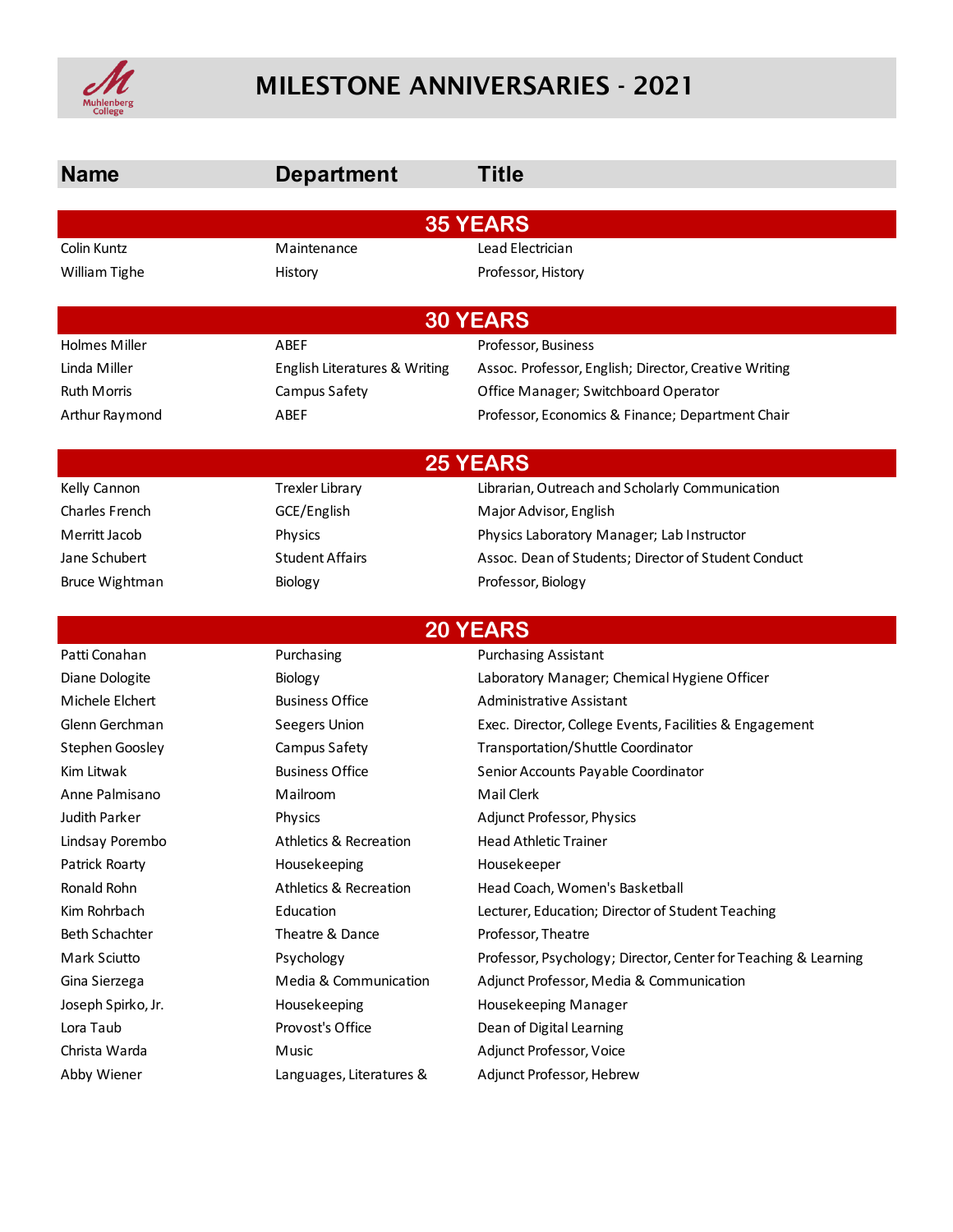# MILESTONE ANNIVERSARIES - 2021

| Name | Department | Title |
|---|---|---|
| **35 YEARS** | | |
| Colin Kuntz | Maintenance | Lead Electrician |
| William Tighe | History | Professor, History |
| **30 YEARS** | | |
| Holmes Miller | ABEF | Professor, Business |
| Linda Miller | English Literatures & Writing | Assoc. Professor, English; Director, Creative Writing |
| Ruth Morris | Campus Safety | Office Manager; Switchboard Operator |
| Arthur Raymond | ABEF | Professor, Economics & Finance; Department Chair |
| **25 YEARS** | | |
| Kelly Cannon | Trexler Library | Librarian, Outreach and Scholarly Communication |
| Charles French | GCE/English | Major Advisor, English |
| Merritt Jacob | Physics | Physics Laboratory Manager; Lab Instructor |
| Jane Schubert | Student Affairs | Assoc. Dean of Students; Director of Student Conduct |
| Bruce Wightman | Biology | Professor, Biology |
| **20 YEARS** | | |
| Patti Conahan | Purchasing | Purchasing Assistant |
| Diane Dologite | Biology | Laboratory Manager; Chemical Hygiene Officer |
| Michele Elchert | Business Office | Administrative Assistant |
| Glenn Gerchman | Seegers Union | Exec. Director, College Events, Facilities & Engagement |
| Stephen Goosley | Campus Safety | Transportation/Shuttle Coordinator |
| Kim Litwak | Business Office | Senior Accounts Payable Coordinator |
| Anne Palmisano | Mailroom | Mail Clerk |
| Judith Parker | Physics | Adjunct Professor, Physics |
| Lindsay Porembo | Athletics & Recreation | Head Athletic Trainer |
| Patrick Roarty | Housekeeping | Housekeeper |
| Ronald Rohn | Athletics & Recreation | Head Coach, Women's Basketball |
| Kim Rohrbach | Education | Lecturer, Education; Director of Student Teaching |
| Beth Schachter | Theatre & Dance | Professor, Theatre |
| Mark Sciutto | Psychology | Professor, Psychology; Director, Center for Teaching & Learning |
| Gina Sierzega | Media & Communication | Adjunct Professor, Media & Communication |
| Joseph Spirko, Jr. | Housekeeping | Housekeeping Manager |
| Lora Taub | Provost's Office | Dean of Digital Learning |
| Christa Warda | Music | Adjunct Professor, Voice |
| Abby Wiener | Languages, Literatures & | Adjunct Professor, Hebrew |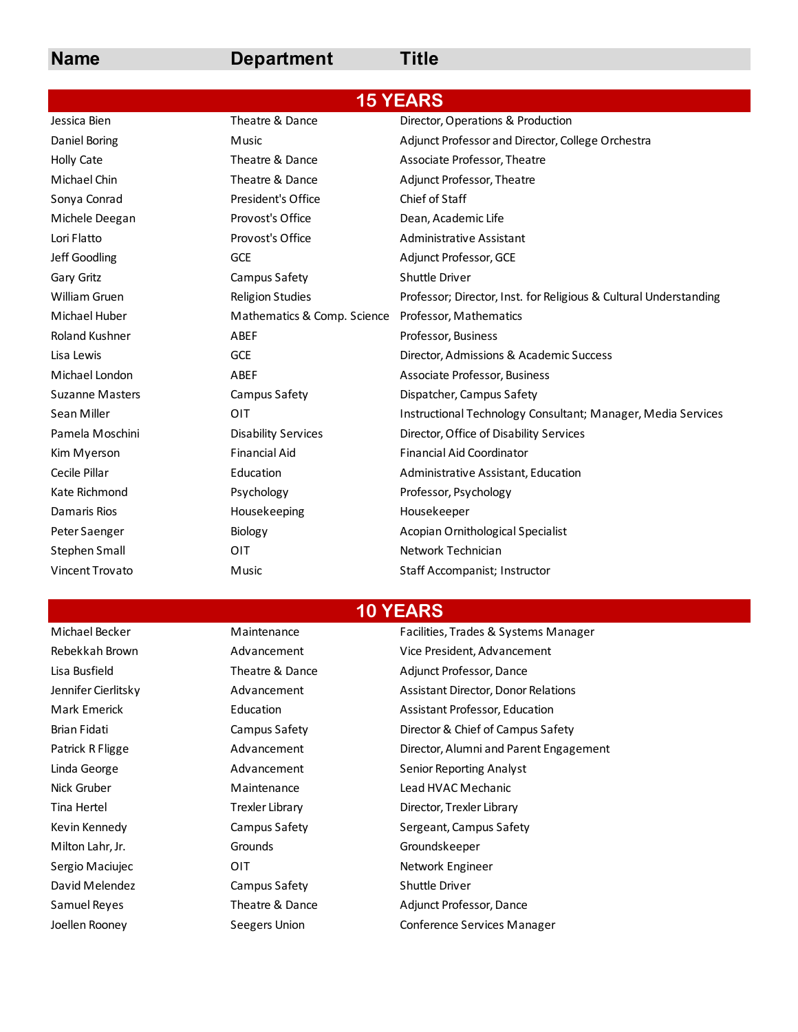| Name | Department | Title |
|---|---|---|
| **15 YEARS** | | |
| Jessica Bien | Theatre & Dance | Director, Operations & Production |
| Daniel Boring | Music | Adjunct Professor and Director, College Orchestra |
| Holly Cate | Theatre & Dance | Associate Professor, Theatre |
| Michael Chin | Theatre & Dance | Adjunct Professor, Theatre |
| Sonya Conrad | President's Office | Chief of Staff |
| Michele Deegan | Provost's Office | Dean, Academic Life |
| Lori Flatto | Provost's Office | Administrative Assistant |
| Jeff Goodling | GCE | Adjunct Professor, GCE |
| Gary Gritz | Campus Safety | Shuttle Driver |
| William Gruen | Religion Studies | Professor; Director, Inst. for Religious & Cultural Understanding |
| Michael Huber | Mathematics & Comp. Science | Professor, Mathematics |
| Roland Kushner | ABEF | Professor, Business |
| Lisa Lewis | GCE | Director, Admissions & Academic Success |
| Michael London | ABEF | Associate Professor, Business |
| Suzanne Masters | Campus Safety | Dispatcher, Campus Safety |
| Sean Miller | OIT | Instructional Technology Consultant; Manager, Media Services |
| Pamela Moschini | Disability Services | Director, Office of Disability Services |
| Kim Myerson | Financial Aid | Financial Aid Coordinator |
| Cecile Pillar | Education | Administrative Assistant, Education |
| Kate Richmond | Psychology | Professor, Psychology |
| Damaris Rios | Housekeeping | Housekeeper |
| Peter Saenger | Biology | Acopian Ornithological Specialist |
| Stephen Small | OIT | Network Technician |
| Vincent Trovato | Music | Staff Accompanist; Instructor |
| **10 YEARS** | | |
| Michael Becker | Maintenance | Facilities, Trades & Systems Manager |
| Rebekkah Brown | Advancement | Vice President, Advancement |
| Lisa Busfield | Theatre & Dance | Adjunct Professor, Dance |
| Jennifer Cierlitsky | Advancement | Assistant Director, Donor Relations |
| Mark Emerick | Education | Assistant Professor, Education |
| Brian Fidati | Campus Safety | Director & Chief of Campus Safety |
| Patrick R Fligge | Advancement | Director, Alumni and Parent Engagement |
| Linda George | Advancement | Senior Reporting Analyst |
| Nick Gruber | Maintenance | Lead HVAC Mechanic |
| Tina Hertel | Trexler Library | Director, Trexler Library |
| Kevin Kennedy | Campus Safety | Sergeant, Campus Safety |
| Milton Lahr, Jr. | Grounds | Groundskeeper |
| Sergio Maciujec | OIT | Network Engineer |
| David Melendez | Campus Safety | Shuttle Driver |
| Samuel Reyes | Theatre & Dance | Adjunct Professor, Dance |
| Joellen Rooney | Seegers Union | Conference Services Manager |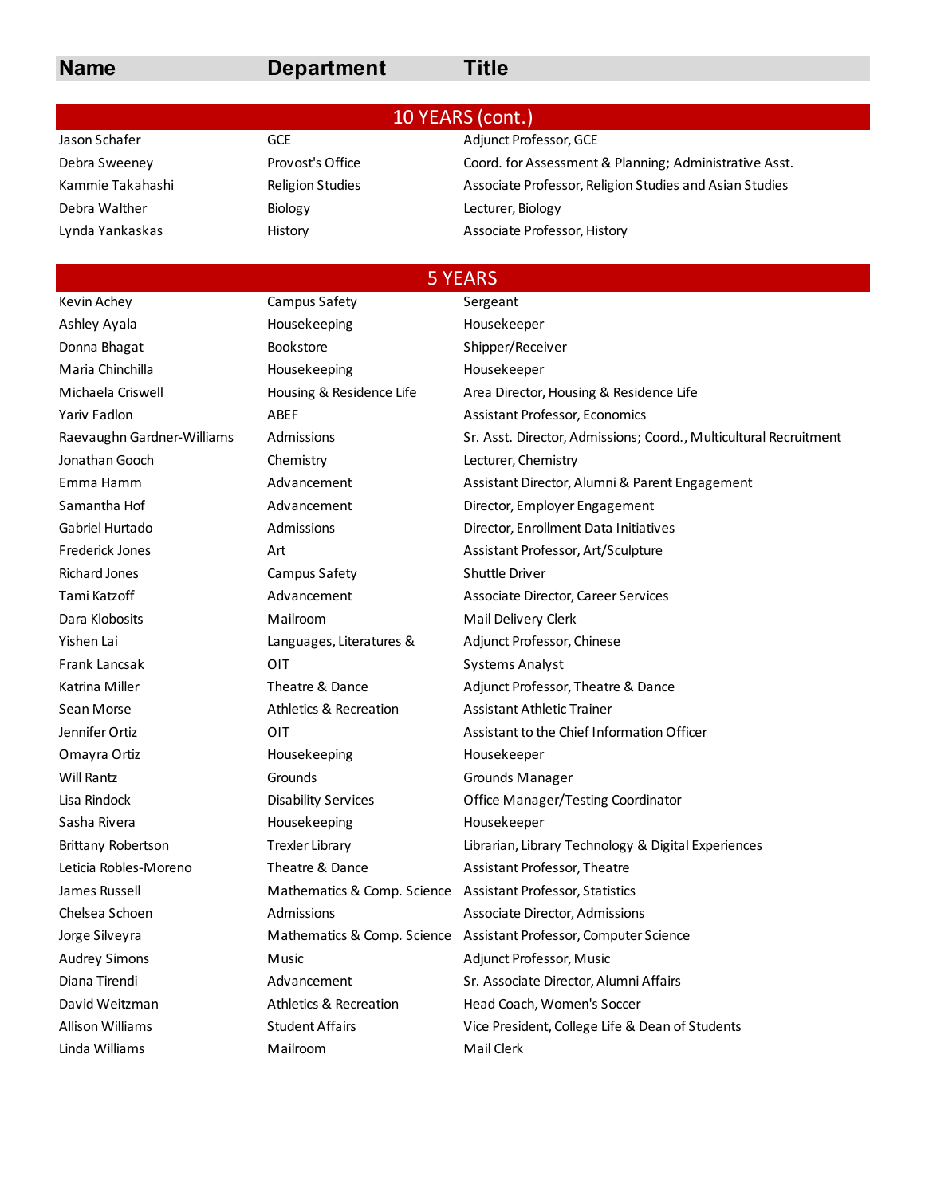| Name | Department | Title |
|---|---|---|
| **10 YEARS (cont.)** | | |
| Jason Schafer | GCE | Adjunct Professor, GCE |
| Debra Sweeney | Provost's Office | Coord. for Assessment & Planning; Administrative Asst. |
| Kammie Takahashi | Religion Studies | Associate Professor, Religion Studies and Asian Studies |
| Debra Walther | Biology | Lecturer, Biology |
| Lynda Yankaskas | History | Associate Professor, History |
| **5 YEARS** | | |
| Kevin Achey | Campus Safety | Sergeant |
| Ashley Ayala | Housekeeping | Housekeeper |
| Donna Bhagat | Bookstore | Shipper/Receiver |
| Maria Chinchilla | Housekeeping | Housekeeper |
| Michaela Criswell | Housing & Residence Life | Area Director, Housing & Residence Life |
| Yariv Fadlon | ABEF | Assistant Professor, Economics |
| Raevaughn Gardner-Williams | Admissions | Sr. Asst. Director, Admissions; Coord., Multicultural Recruitment |
| Jonathan Gooch | Chemistry | Lecturer, Chemistry |
| Emma Hamm | Advancement | Assistant Director, Alumni & Parent Engagement |
| Samantha Hof | Advancement | Director, Employer Engagement |
| Gabriel Hurtado | Admissions | Director, Enrollment Data Initiatives |
| Frederick Jones | Art | Assistant Professor, Art/Sculpture |
| Richard Jones | Campus Safety | Shuttle Driver |
| Tami Katzoff | Advancement | Associate Director, Career Services |
| Dara Klobosits | Mailroom | Mail Delivery Clerk |
| Yishen Lai | Languages, Literatures & | Adjunct Professor, Chinese |
| Frank Lancsak | OIT | Systems Analyst |
| Katrina Miller | Theatre & Dance | Adjunct Professor, Theatre & Dance |
| Sean Morse | Athletics & Recreation | Assistant Athletic Trainer |
| Jennifer Ortiz | OIT | Assistant to the Chief Information Officer |
| Omayra Ortiz | Housekeeping | Housekeeper |
| Will Rantz | Grounds | Grounds Manager |
| Lisa Rindock | Disability Services | Office Manager/Testing Coordinator |
| Sasha Rivera | Housekeeping | Housekeeper |
| Brittany Robertson | Trexler Library | Librarian, Library Technology & Digital Experiences |
| Leticia Robles-Moreno | Theatre & Dance | Assistant Professor, Theatre |
| James Russell | Mathematics & Comp. Science | Assistant Professor, Statistics |
| Chelsea Schoen | Admissions | Associate Director, Admissions |
| Jorge Silveyra | Mathematics & Comp. Science | Assistant Professor, Computer Science |
| Audrey Simons | Music | Adjunct Professor, Music |
| Diana Tirendi | Advancement | Sr. Associate Director, Alumni Affairs |
| David Weitzman | Athletics & Recreation | Head Coach, Women's Soccer |
| Allison Williams | Student Affairs | Vice President, College Life & Dean of Students |
| Linda Williams | Mailroom | Mail Clerk |